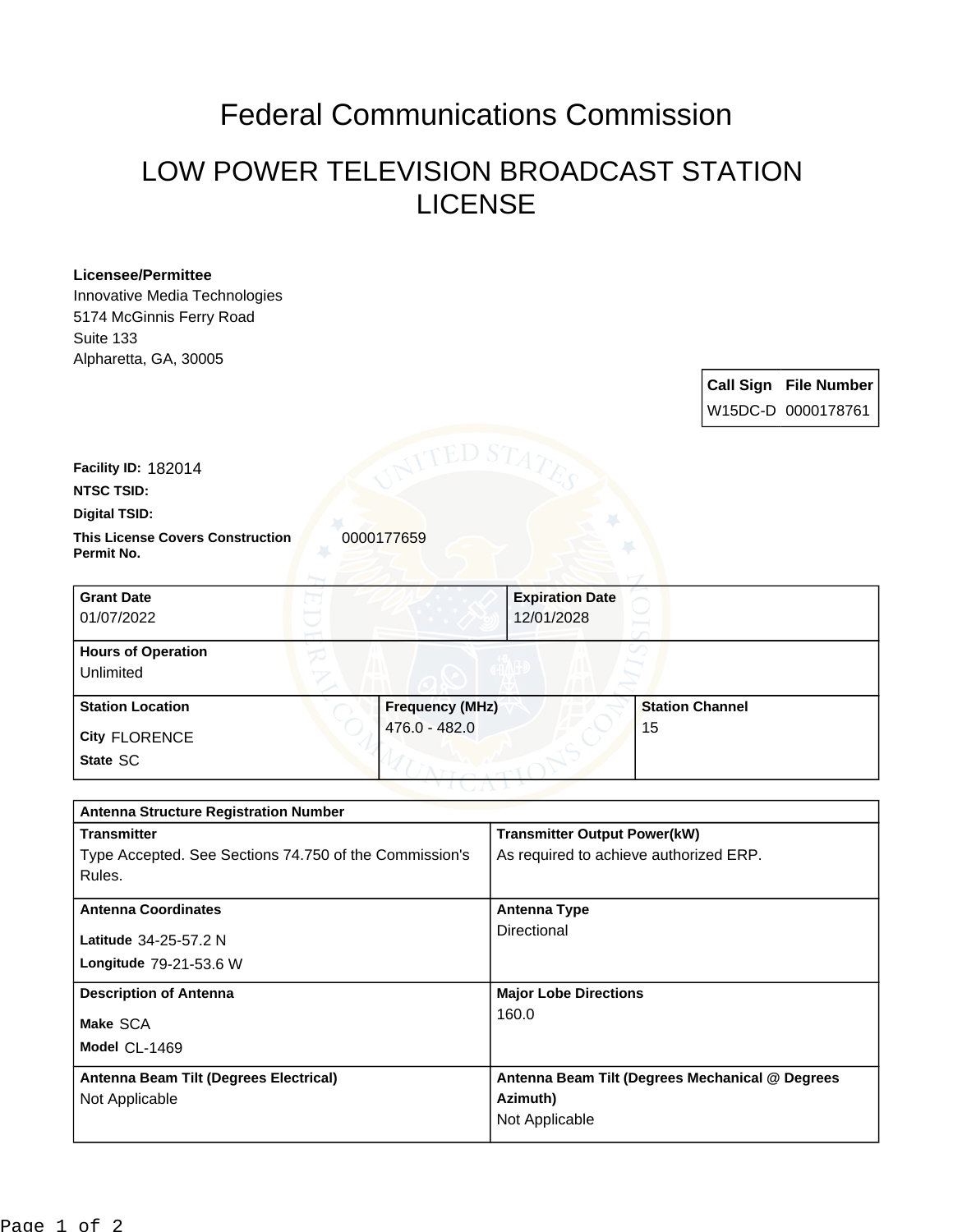# Federal Communications Commission

## LOW POWER TELEVISION BROADCAST STATION LICENSE

**Licensee/Permittee**
Innovative Media Technologies
5174 McGinnis Ferry Road
Suite 133
Alpharetta, GA, 30005

| Call Sign | File Number |
| --- | --- |
| W15DC-D | 0000178761 |

**Facility ID:** 182014

**NTSC TSID:**

**Digital TSID:**

**This License Covers Construction Permit No.** 0000177659

| Grant Date | Expiration Date |
| --- | --- |
| 01/07/2022 | 12/01/2028 |

**Hours of Operation**
Unlimited

| Station Location | Frequency (MHz) | Station Channel |
| --- | --- | --- |
| City FLORENCE<br>State SC | 476.0 - 482.0 | 15 |

| Antenna Structure Registration Number | |
| --- | --- |
| **Transmitter**<br>Type Accepted. See Sections 74.750 of the Commission's Rules. | **Transmitter Output Power(kW)**<br>As required to achieve authorized ERP. |
| **Antenna Coordinates**<br>Latitude 34-25-57.2 N<br>Longitude 79-21-53.6 W | **Antenna Type**<br>Directional |
| **Description of Antenna**<br>Make SCA<br>Model CL-1469 | **Major Lobe Directions**<br>160.0 |
| **Antenna Beam Tilt (Degrees Electrical)**<br>Not Applicable | **Antenna Beam Tilt (Degrees Mechanical @ Degrees Azimuth)**<br>Not Applicable |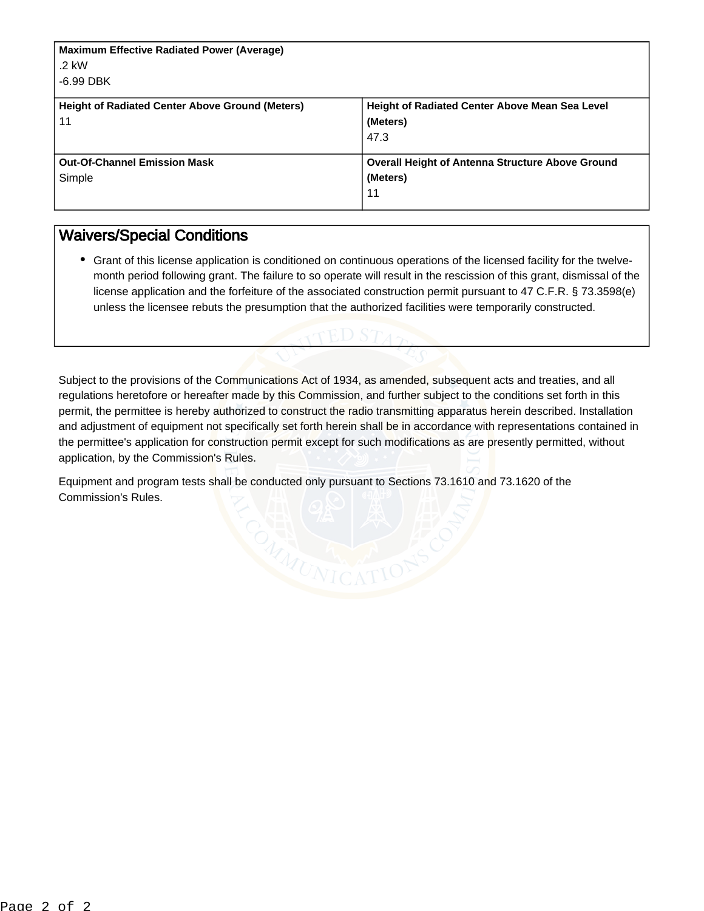| | |
|---|---|
| **Maximum Effective Radiated Power (Average)**<br>.2 kW<br>-6.99 DBK | |
| **Height of Radiated Center Above Ground (Meters)**<br>11 | **Height of Radiated Center Above Mean Sea Level (Meters)**<br>47.3 |
| **Out-Of-Channel Emission Mask**<br>Simple | **Overall Height of Antenna Structure Above Ground (Meters)**<br>11 |

## Waivers/Special Conditions

- Grant of this license application is conditioned on continuous operations of the licensed facility for the twelve-month period following grant. The failure to so operate will result in the rescission of this grant, dismissal of the license application and the forfeiture of the associated construction permit pursuant to 47 C.F.R. § 73.3598(e) unless the licensee rebuts the presumption that the authorized facilities were temporarily constructed.

Subject to the provisions of the Communications Act of 1934, as amended, subsequent acts and treaties, and all regulations heretofore or hereafter made by this Commission, and further subject to the conditions set forth in this permit, the permittee is hereby authorized to construct the radio transmitting apparatus herein described. Installation and adjustment of equipment not specifically set forth herein shall be in accordance with representations contained in the permittee's application for construction permit except for such modifications as are presently permitted, without application, by the Commission's Rules.

Equipment and program tests shall be conducted only pursuant to Sections 73.1610 and 73.1620 of the Commission's Rules.